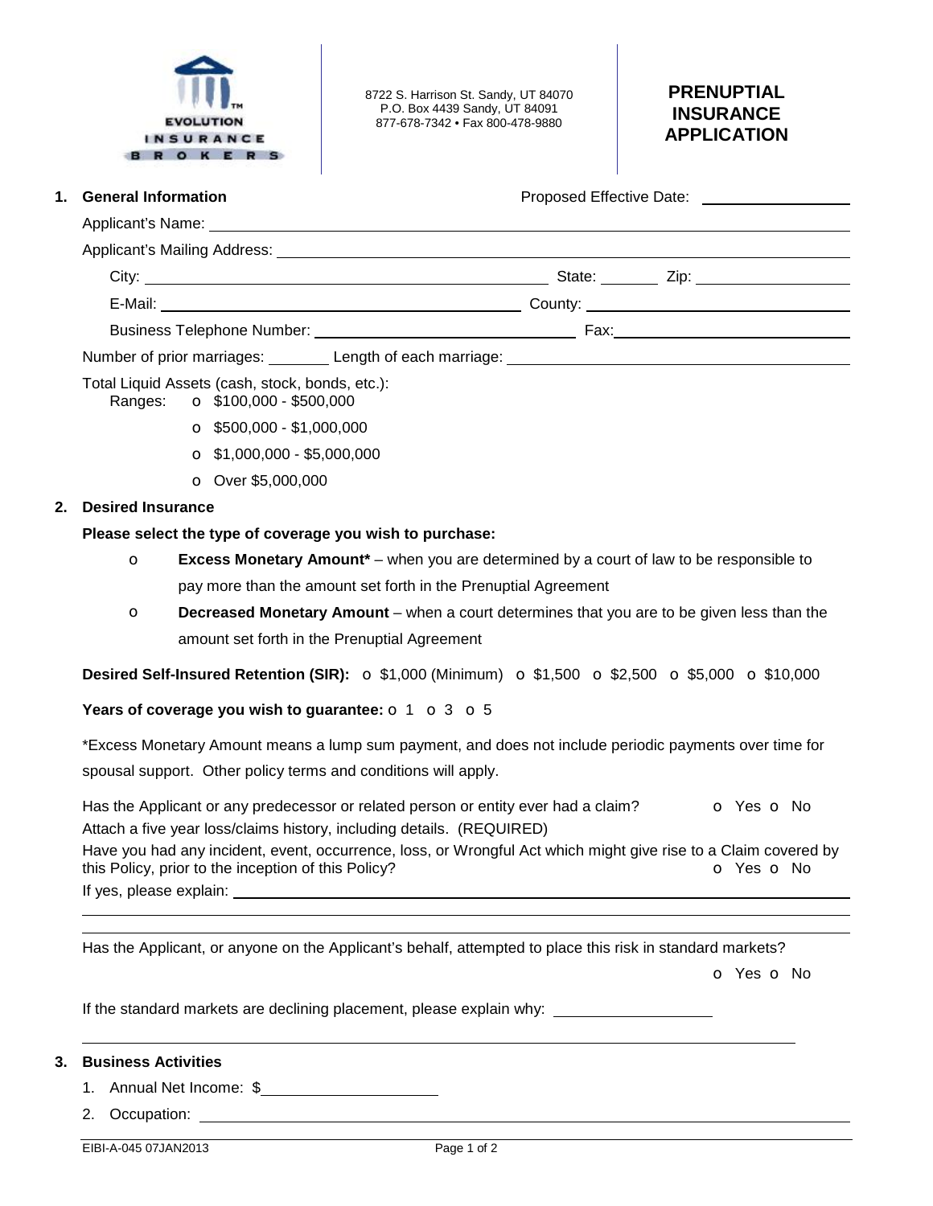EVOLUTION INSURANCE BROKERS

8722 S. Harrison St. Sandy, UT 84070
P.O. Box 4439 Sandy, UT 84091
877-678-7342 • Fax 800-478-9880

# PRENUPTIAL INSURANCE APPLICATION

## 1. General Information

Proposed Effective Date: ____________

Applicant's Name: ____________

Applicant's Mailing Address: ____________

City: ____________ State: ______ Zip: ____________

E-Mail: ____________ County: ____________

Business Telephone Number: ____________ Fax: ____________

Number of prior marriages: ______ Length of each marriage: ____________

Total Liquid Assets (cash, stock, bonds, etc.):

Ranges:
- o $100,000 - $500,000
- o $500,000 - $1,000,000
- o $1,000,000 - $5,000,000
- o Over $5,000,000

## 2. Desired Insurance

**Please select the type of coverage you wish to purchase:**

- o **Excess Monetary Amount*** – when you are determined by a court of law to be responsible to pay more than the amount set forth in the Prenuptial Agreement
- o **Decreased Monetary Amount** – when a court determines that you are to be given less than the amount set forth in the Prenuptial Agreement

**Desired Self-Insured Retention (SIR):** o $1,000 (Minimum) o $1,500 o $2,500 o $5,000 o $10,000

**Years of coverage you wish to guarantee:** o 1 o 3 o 5

*Excess Monetary Amount means a lump sum payment, and does not include periodic payments over time for spousal support. Other policy terms and conditions will apply.

Has the Applicant or any predecessor or related person or entity ever had a claim? o Yes o No

Attach a five year loss/claims history, including details. (REQUIRED)

Have you had any incident, event, occurrence, loss, or Wrongful Act which might give rise to a Claim covered by this Policy, prior to the inception of this Policy? o Yes o No

If yes, please explain: ____________

Has the Applicant, or anyone on the Applicant's behalf, attempted to place this risk in standard markets?

o Yes o No

If the standard markets are declining placement, please explain why: ____________

## 3. Business Activities

1. Annual Net Income: $____________
2. Occupation: ____________

EIBI-A-045 07JAN2013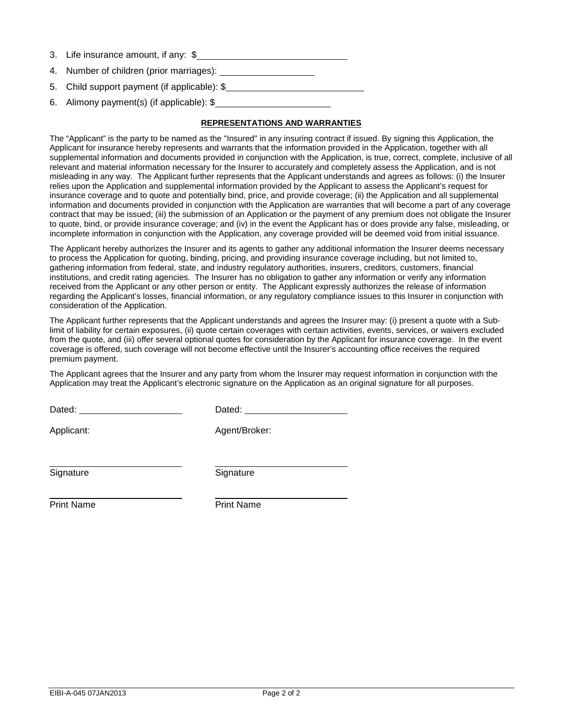3. Life insurance amount, if any: $\_\_\_\_\_\_\_\_\_\_\_\_\_\_\_\_\_\_\_\_\_\_\_\_\_\_
4. Number of children (prior marriages): \_\_\_\_\_\_\_\_\_\_\_\_\_\_\_\_\_\_
5. Child support payment (if applicable): $\_\_\_\_\_\_\_\_\_\_\_\_\_\_\_\_\_\_\_\_\_\_\_\_
6. Alimony payment(s) (if applicable): $\_\_\_\_\_\_\_\_\_\_\_\_\_\_\_\_\_\_\_\_\_

## REPRESENTATIONS AND WARRANTIES

The "Applicant" is the party to be named as the "Insured" in any insuring contract if issued. By signing this Application, the Applicant for insurance hereby represents and warrants that the information provided in the Application, together with all supplemental information and documents provided in conjunction with the Application, is true, correct, complete, inclusive of all relevant and material information necessary for the Insurer to accurately and completely assess the Application, and is not misleading in any way. The Applicant further represents that the Applicant understands and agrees as follows: (i) the Insurer relies upon the Application and supplemental information provided by the Applicant to assess the Applicant's request for insurance coverage and to quote and potentially bind, price, and provide coverage; (ii) the Application and all supplemental information and documents provided in conjunction with the Application are warranties that will become a part of any coverage contract that may be issued; (iii) the submission of an Application or the payment of any premium does not obligate the Insurer to quote, bind, or provide insurance coverage; and (iv) in the event the Applicant has or does provide any false, misleading, or incomplete information in conjunction with the Application, any coverage provided will be deemed void from initial issuance.

The Applicant hereby authorizes the Insurer and its agents to gather any additional information the Insurer deems necessary to process the Application for quoting, binding, pricing, and providing insurance coverage including, but not limited to, gathering information from federal, state, and industry regulatory authorities, insurers, creditors, customers, financial institutions, and credit rating agencies. The Insurer has no obligation to gather any information or verify any information received from the Applicant or any other person or entity. The Applicant expressly authorizes the release of information regarding the Applicant's losses, financial information, or any regulatory compliance issues to this Insurer in conjunction with consideration of the Application.

The Applicant further represents that the Applicant understands and agrees the Insurer may: (i) present a quote with a Sub-limit of liability for certain exposures, (ii) quote certain coverages with certain activities, events, services, or waivers excluded from the quote, and (iii) offer several optional quotes for consideration by the Applicant for insurance coverage. In the event coverage is offered, such coverage will not become effective until the Insurer's accounting office receives the required premium payment.

The Applicant agrees that the Insurer and any party from whom the Insurer may request information in conjunction with the Application may treat the Applicant's electronic signature on the Application as an original signature for all purposes.

Dated: \_\_\_\_\_\_\_\_\_\_\_\_\_\_\_\_\_\_\_\_ Dated: \_\_\_\_\_\_\_\_\_\_\_\_\_\_\_\_\_\_\_\_

Applicant: Agent/Broker:

\_\_\_\_\_\_\_\_\_\_\_\_\_\_\_\_\_\_\_\_\_\_\_\_\_\_ \_\_\_\_\_\_\_\_\_\_\_\_\_\_\_\_\_\_\_\_\_\_\_\_\_\_

Signature Signature

\_\_\_\_\_\_\_\_\_\_\_\_\_\_\_\_\_\_\_\_\_\_\_\_\_\_ \_\_\_\_\_\_\_\_\_\_\_\_\_\_\_\_\_\_\_\_\_\_\_\_\_\_

Print Name Print Name

EIBI-A-045 07JAN2013